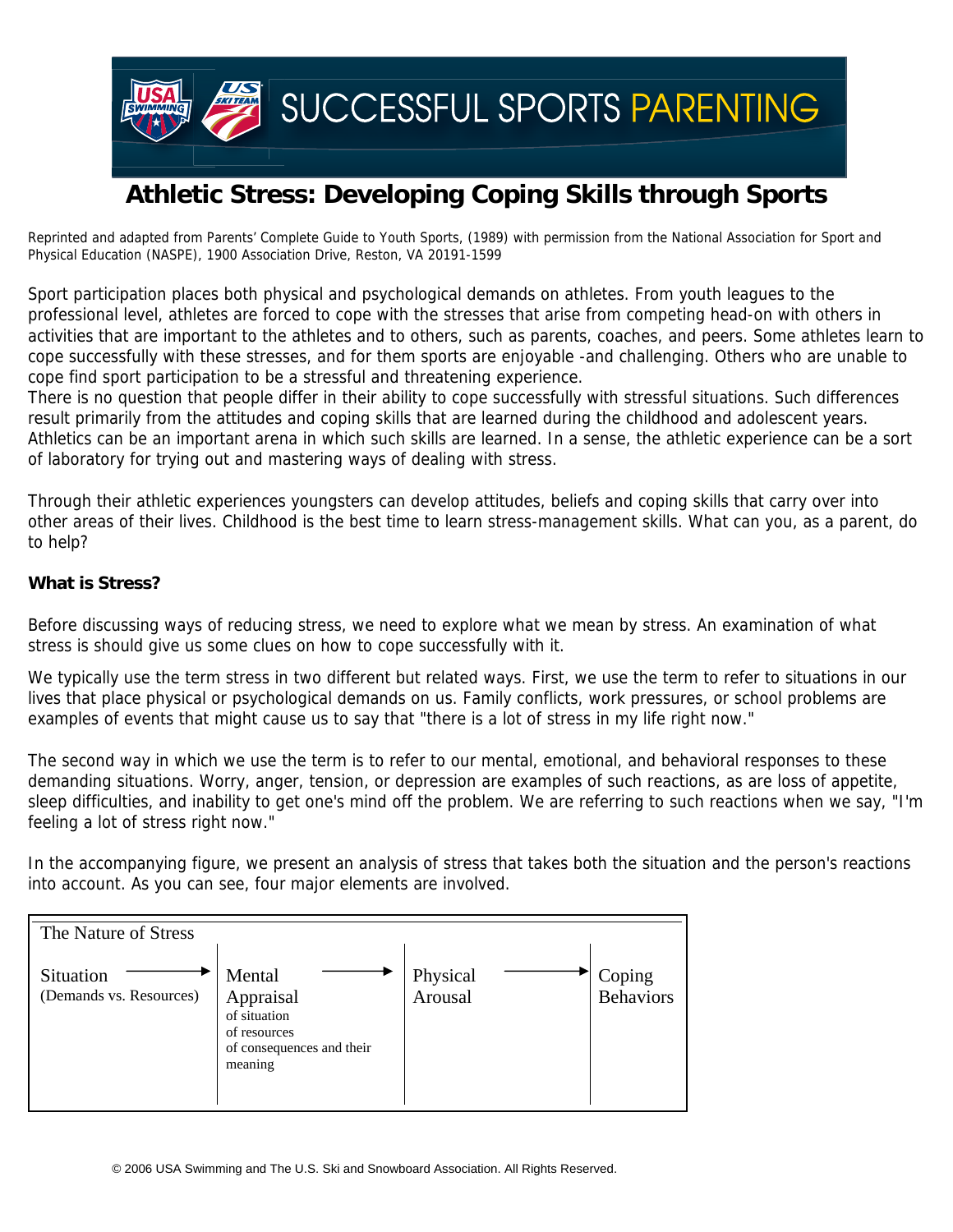# SUCCESSFUL SPORTS PARENTING

## Athletic Stress: Developing Coping Skills through Sports

Reprinted and adapted from Parents' Complete Guide to Youth Sports, (1989) with permission from the National Association for Sport and Physical Education (NASPE), 1900 Association Drive, Reston, VA 20191-1599

Sport participation places both physical and psychological demands on athletes. From youth leagues to the professional level, athletes are forced to cope with the stresses that arise from competing head-on with others in activities that are important to the athletes and to others, such as parents, coaches, and peers. Some athletes learn to cope successfully with these stresses, and for them sports are enjoyable -and challenging. Others who are unable to cope find sport participation to be a stressful and threatening experience.
There is no question that people differ in their ability to cope successfully with stressful situations. Such differences result primarily from the attitudes and coping skills that are learned during the childhood and adolescent years. Athletics can be an important arena in which such skills are learned. In a sense, the athletic experience can be a sort of laboratory for trying out and mastering ways of dealing with stress.

Through their athletic experiences youngsters can develop attitudes, beliefs and coping skills that carry over into other areas of their lives. Childhood is the best time to learn stress-management skills. What can you, as a parent, do to help?

**What is Stress?**

Before discussing ways of reducing stress, we need to explore what we mean by stress. An examination of what stress is should give us some clues on how to cope successfully with it.

We typically use the term stress in two different but related ways. First, we use the term to refer to situations in our lives that place physical or psychological demands on us. Family conflicts, work pressures, or school problems are examples of events that might cause us to say that "there is a lot of stress in my life right now."

The second way in which we use the term is to refer to our mental, emotional, and behavioral responses to these demanding situations. Worry, anger, tension, or depression are examples of such reactions, as are loss of appetite, sleep difficulties, and inability to get one's mind off the problem. We are referring to such reactions when we say, "I'm feeling a lot of stress right now."

In the accompanying figure, we present an analysis of stress that takes both the situation and the person's reactions into account. As you can see, four major elements are involved.

| The Nature of Stress | | | |
|---|---|---|---|
| Situation → (Demands vs. Resources) | Mental Appraisal → of situation of resources of consequences and their meaning | Physical Arousal → | Coping Behaviors |

© 2006 USA Swimming and The U.S. Ski and Snowboard Association. All Rights Reserved.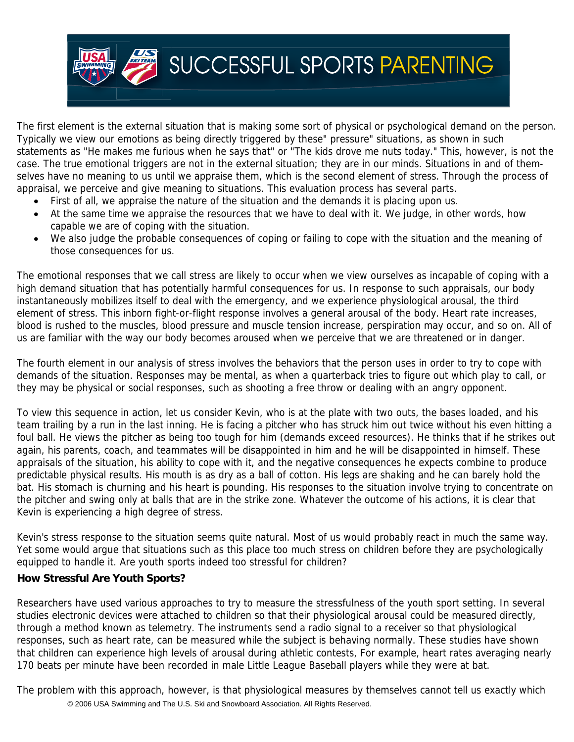The first element is the external situation that is making some sort of physical or psychological demand on the person. Typically we view our emotions as being directly triggered by these" pressure" situations, as shown in such statements as "He makes me furious when he says that" or "The kids drove me nuts today." This, however, is not the case. The true emotional triggers are not in the external situation; they are in our minds. Situations in and of themselves have no meaning to us until we appraise them, which is the second element of stress. Through the process of appraisal, we perceive and give meaning to situations. This evaluation process has several parts.

- First of all, we appraise the nature of the situation and the demands it is placing upon us.
- At the same time we appraise the resources that we have to deal with it. We judge, in other words, how capable we are of coping with the situation.
- We also judge the probable consequences of coping or failing to cope with the situation and the meaning of those consequences for us.

The emotional responses that we call stress are likely to occur when we view ourselves as incapable of coping with a high demand situation that has potentially harmful consequences for us. In response to such appraisals, our body instantaneously mobilizes itself to deal with the emergency, and we experience physiological arousal, the third element of stress. This inborn fight-or-flight response involves a general arousal of the body. Heart rate increases, blood is rushed to the muscles, blood pressure and muscle tension increase, perspiration may occur, and so on. All of us are familiar with the way our body becomes aroused when we perceive that we are threatened or in danger.

The fourth element in our analysis of stress involves the behaviors that the person uses in order to try to cope with demands of the situation. Responses may be mental, as when a quarterback tries to figure out which play to call, or they may be physical or social responses, such as shooting a free throw or dealing with an angry opponent.

To view this sequence in action, let us consider Kevin, who is at the plate with two outs, the bases loaded, and his team trailing by a run in the last inning. He is facing a pitcher who has struck him out twice without his even hitting a foul ball. He views the pitcher as being too tough for him (demands exceed resources). He thinks that if he strikes out again, his parents, coach, and teammates will be disappointed in him and he will be disappointed in himself. These appraisals of the situation, his ability to cope with it, and the negative consequences he expects combine to produce predictable physical results. His mouth is as dry as a ball of cotton. His legs are shaking and he can barely hold the bat. His stomach is churning and his heart is pounding. His responses to the situation involve trying to concentrate on the pitcher and swing only at balls that are in the strike zone. Whatever the outcome of his actions, it is clear that Kevin is experiencing a high degree of stress.

Kevin's stress response to the situation seems quite natural. Most of us would probably react in much the same way. Yet some would argue that situations such as this place too much stress on children before they are psychologically equipped to handle it. Are youth sports indeed too stressful for children?

**How Stressful Are Youth Sports?**

Researchers have used various approaches to try to measure the stressfulness of the youth sport setting. In several studies electronic devices were attached to children so that their physiological arousal could be measured directly, through a method known as telemetry. The instruments send a radio signal to a receiver so that physiological responses, such as heart rate, can be measured while the subject is behaving normally. These studies have shown that children can experience high levels of arousal during athletic contests, For example, heart rates averaging nearly 170 beats per minute have been recorded in male Little League Baseball players while they were at bat.

The problem with this approach, however, is that physiological measures by themselves cannot tell us exactly which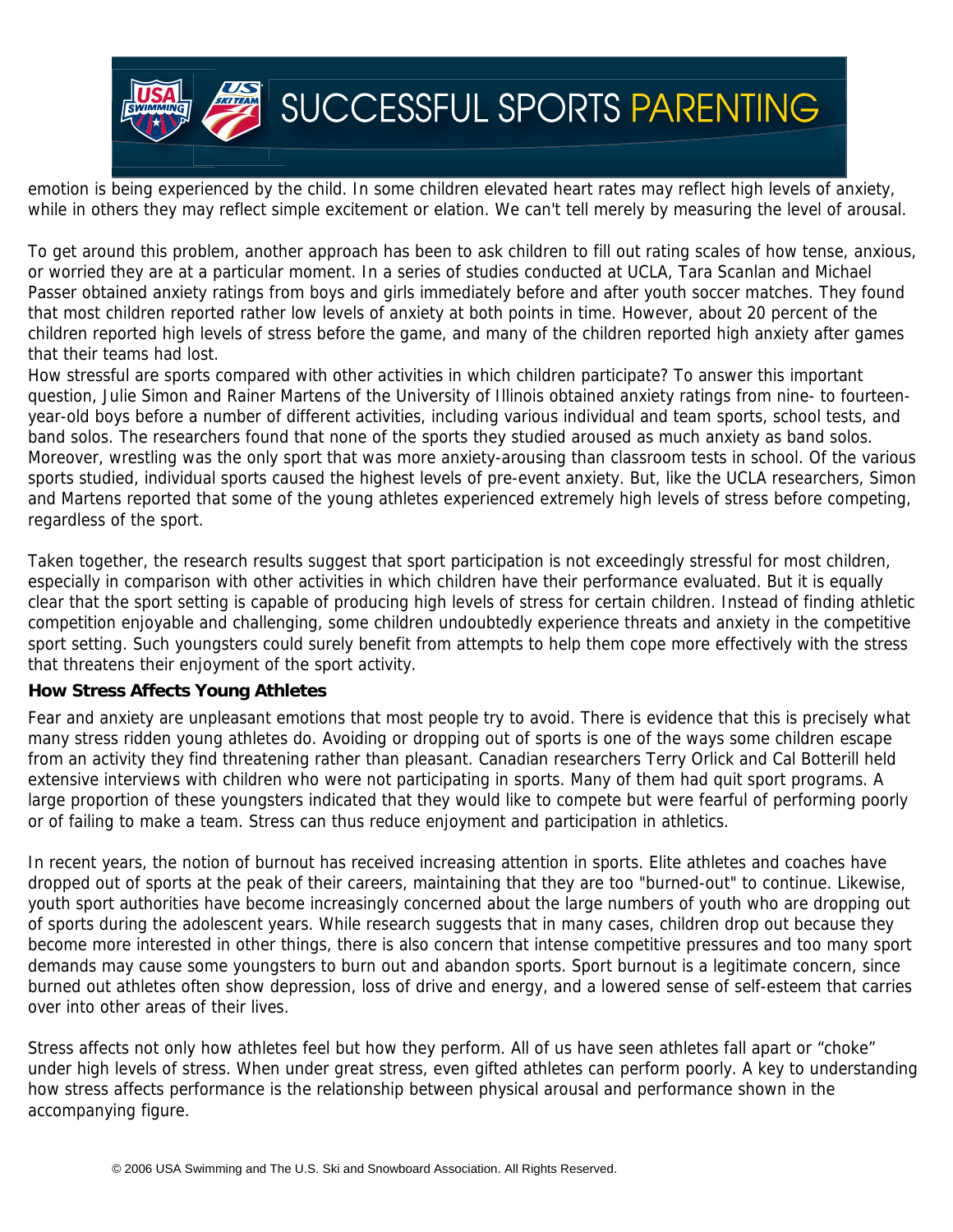emotion is being experienced by the child. In some children elevated heart rates may reflect high levels of anxiety, while in others they may reflect simple excitement or elation. We can't tell merely by measuring the level of arousal.

To get around this problem, another approach has been to ask children to fill out rating scales of how tense, anxious, or worried they are at a particular moment. In a series of studies conducted at UCLA, Tara Scanlan and Michael Passer obtained anxiety ratings from boys and girls immediately before and after youth soccer matches. They found that most children reported rather low levels of anxiety at both points in time. However, about 20 percent of the children reported high levels of stress before the game, and many of the children reported high anxiety after games that their teams had lost.

How stressful are sports compared with other activities in which children participate? To answer this important question, Julie Simon and Rainer Martens of the University of Illinois obtained anxiety ratings from nine- to fourteen-year-old boys before a number of different activities, including various individual and team sports, school tests, and band solos. The researchers found that none of the sports they studied aroused as much anxiety as band solos. Moreover, wrestling was the only sport that was more anxiety-arousing than classroom tests in school. Of the various sports studied, individual sports caused the highest levels of pre-event anxiety. But, like the UCLA researchers, Simon and Martens reported that some of the young athletes experienced extremely high levels of stress before competing, regardless of the sport.

Taken together, the research results suggest that sport participation is not exceedingly stressful for most children, especially in comparison with other activities in which children have their performance evaluated. But it is equally clear that the sport setting is capable of producing high levels of stress for certain children. Instead of finding athletic competition enjoyable and challenging, some children undoubtedly experience threats and anxiety in the competitive sport setting. Such youngsters could surely benefit from attempts to help them cope more effectively with the stress that threatens their enjoyment of the sport activity.

**How Stress Affects Young Athletes**

Fear and anxiety are unpleasant emotions that most people try to avoid. There is evidence that this is precisely what many stress ridden young athletes do. Avoiding or dropping out of sports is one of the ways some children escape from an activity they find threatening rather than pleasant. Canadian researchers Terry Orlick and Cal Botterill held extensive interviews with children who were not participating in sports. Many of them had quit sport programs. A large proportion of these youngsters indicated that they would like to compete but were fearful of performing poorly or of failing to make a team. Stress can thus reduce enjoyment and participation in athletics.

In recent years, the notion of burnout has received increasing attention in sports. Elite athletes and coaches have dropped out of sports at the peak of their careers, maintaining that they are too "burned-out" to continue. Likewise, youth sport authorities have become increasingly concerned about the large numbers of youth who are dropping out of sports during the adolescent years. While research suggests that in many cases, children drop out because they become more interested in other things, there is also concern that intense competitive pressures and too many sport demands may cause some youngsters to burn out and abandon sports. Sport burnout is a legitimate concern, since burned out athletes often show depression, loss of drive and energy, and a lowered sense of self-esteem that carries over into other areas of their lives.

Stress affects not only how athletes feel but how they perform. All of us have seen athletes fall apart or "choke" under high levels of stress. When under great stress, even gifted athletes can perform poorly. A key to understanding how stress affects performance is the relationship between physical arousal and performance shown in the accompanying figure.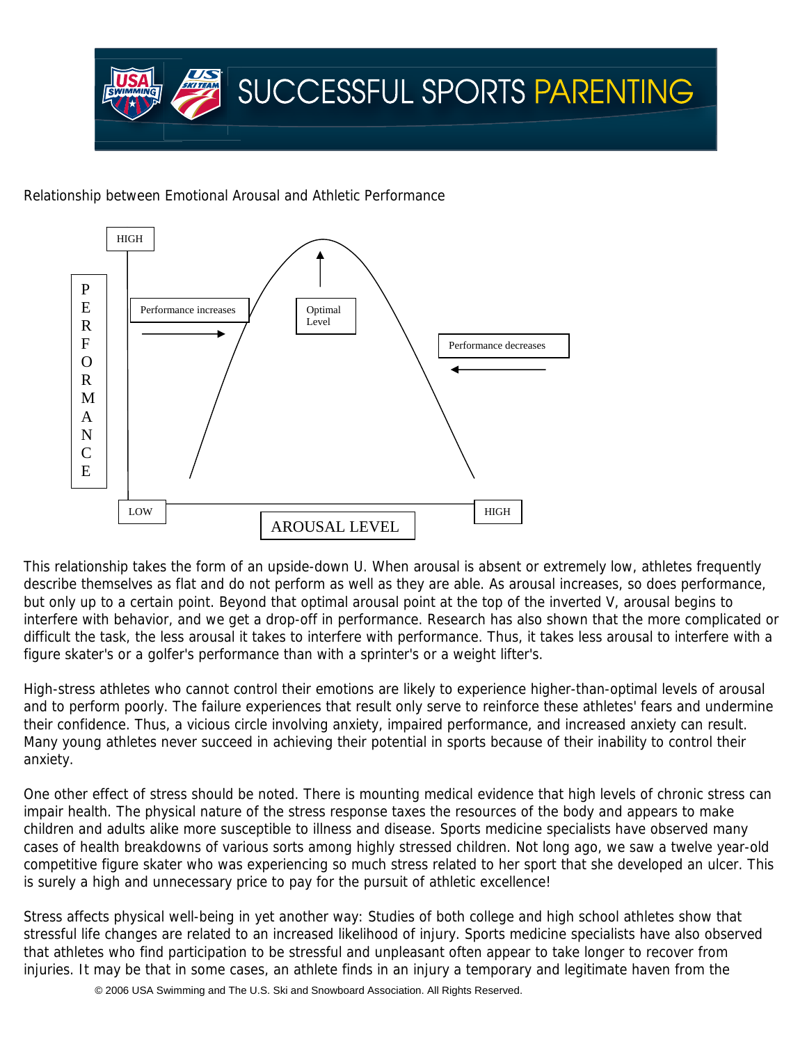Relationship between Emotional Arousal and Athletic Performance

HIGH

PERFORMANCE

Performance increases

Optimal Level

Performance decreases

LOW

AROUSAL LEVEL

HIGH

This relationship takes the form of an upside-down U. When arousal is absent or extremely low, athletes frequently describe themselves as flat and do not perform as well as they are able. As arousal increases, so does performance, but only up to a certain point. Beyond that optimal arousal point at the top of the inverted V, arousal begins to interfere with behavior, and we get a drop-off in performance. Research has also shown that the more complicated or difficult the task, the less arousal it takes to interfere with performance. Thus, it takes less arousal to interfere with a figure skater's or a golfer's performance than with a sprinter's or a weight lifter's.

High-stress athletes who cannot control their emotions are likely to experience higher-than-optimal levels of arousal and to perform poorly. The failure experiences that result only serve to reinforce these athletes' fears and undermine their confidence. Thus, a vicious circle involving anxiety, impaired performance, and increased anxiety can result. Many young athletes never succeed in achieving their potential in sports because of their inability to control their anxiety.

One other effect of stress should be noted. There is mounting medical evidence that high levels of chronic stress can impair health. The physical nature of the stress response taxes the resources of the body and appears to make children and adults alike more susceptible to illness and disease. Sports medicine specialists have observed many cases of health breakdowns of various sorts among highly stressed children. Not long ago, we saw a twelve year-old competitive figure skater who was experiencing so much stress related to her sport that she developed an ulcer. This is surely a high and unnecessary price to pay for the pursuit of athletic excellence!

Stress affects physical well-being in yet another way: Studies of both college and high school athletes show that stressful life changes are related to an increased likelihood of injury. Sports medicine specialists have also observed that athletes who find participation to be stressful and unpleasant often appear to take longer to recover from injuries. It may be that in some cases, an athlete finds in an injury a temporary and legitimate haven from the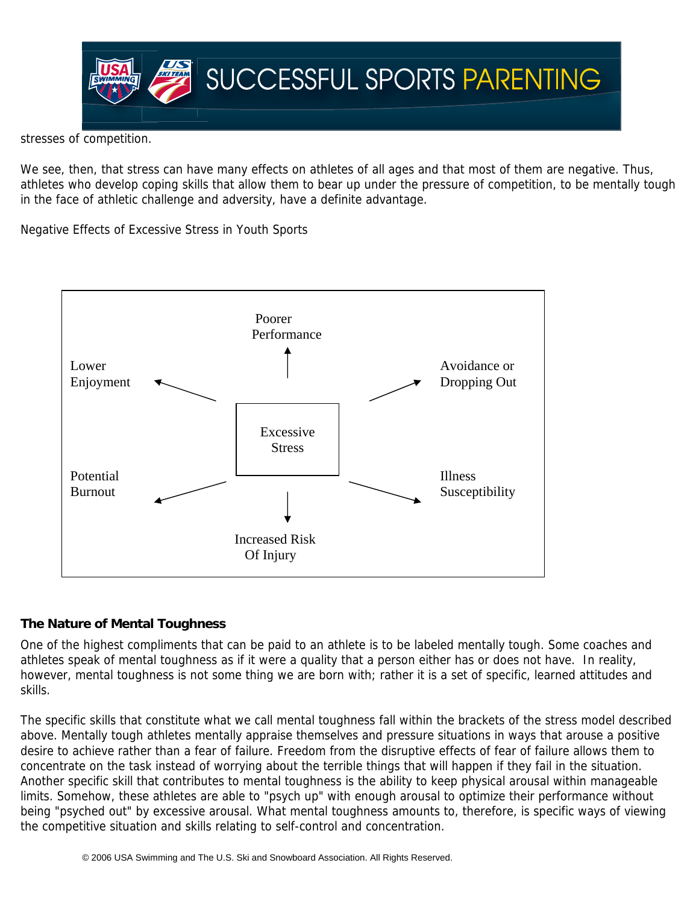stresses of competition.

We see, then, that stress can have many effects on athletes of all ages and that most of them are negative. Thus, athletes who develop coping skills that allow them to bear up under the pressure of competition, to be mentally tough in the face of athletic challenge and adversity, have a definite advantage.

Negative Effects of Excessive Stress in Youth Sports

Excessive Stress

- Poorer Performance
- Avoidance or Dropping Out
- Illness Susceptibility
- Increased Risk Of Injury
- Potential Burnout
- Lower Enjoyment

## The Nature of Mental Toughness

One of the highest compliments that can be paid to an athlete is to be labeled mentally tough. Some coaches and athletes speak of mental toughness as if it were a quality that a person either has or does not have. In reality, however, mental toughness is not some thing we are born with; rather it is a set of specific, learned attitudes and skills.

The specific skills that constitute what we call mental toughness fall within the brackets of the stress model described above. Mentally tough athletes mentally appraise themselves and pressure situations in ways that arouse a positive desire to achieve rather than a fear of failure. Freedom from the disruptive effects of fear of failure allows them to concentrate on the task instead of worrying about the terrible things that will happen if they fail in the situation. Another specific skill that contributes to mental toughness is the ability to keep physical arousal within manageable limits. Somehow, these athletes are able to "psych up" with enough arousal to optimize their performance without being "psyched out" by excessive arousal. What mental toughness amounts to, therefore, is specific ways of viewing the competitive situation and skills relating to self-control and concentration.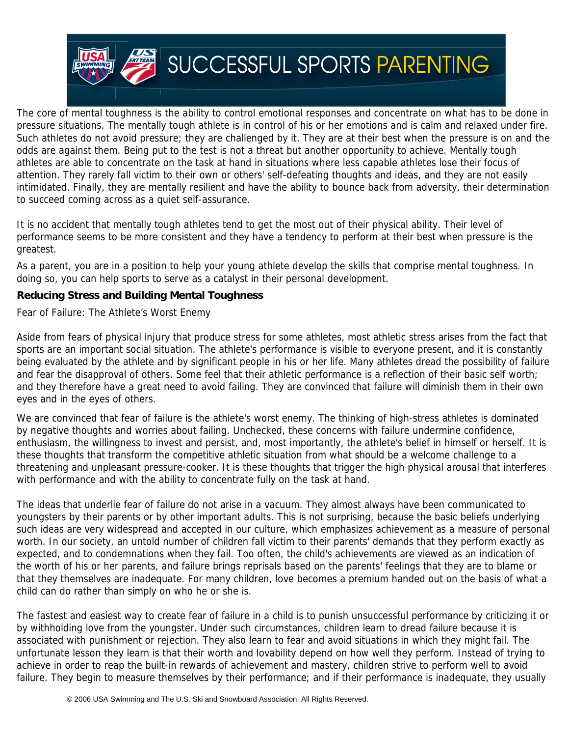The core of mental toughness is the ability to control emotional responses and concentrate on what has to be done in pressure situations. The mentally tough athlete is in control of his or her emotions and is calm and relaxed under fire. Such athletes do not avoid pressure; they are challenged by it. They are at their best when the pressure is on and the odds are against them. Being put to the test is not a threat but another opportunity to achieve. Mentally tough athletes are able to concentrate on the task at hand in situations where less capable athletes lose their focus of attention. They rarely fall victim to their own or others' self-defeating thoughts and ideas, and they are not easily intimidated. Finally, they are mentally resilient and have the ability to bounce back from adversity, their determination to succeed coming across as a quiet self-assurance.

It is no accident that mentally tough athletes tend to get the most out of their physical ability. Their level of performance seems to be more consistent and they have a tendency to perform at their best when pressure is the greatest.

As a parent, you are in a position to help your young athlete develop the skills that comprise mental toughness. In doing so, you can help sports to serve as a catalyst in their personal development.

**Reducing Stress and Building Mental Toughness**

Fear of Failure: The Athlete's Worst Enemy

Aside from fears of physical injury that produce stress for some athletes, most athletic stress arises from the fact that sports are an important social situation. The athlete's performance is visible to everyone present, and it is constantly being evaluated by the athlete and by significant people in his or her life. Many athletes dread the possibility of failure and fear the disapproval of others. Some feel that their athletic performance is a reflection of their basic self worth; and they therefore have a great need to avoid failing. They are convinced that failure will diminish them in their own eyes and in the eyes of others.

We are convinced that fear of failure is the athlete's worst enemy. The thinking of high-stress athletes is dominated by negative thoughts and worries about failing. Unchecked, these concerns with failure undermine confidence, enthusiasm, the willingness to invest and persist, and, most importantly, the athlete's belief in himself or herself. It is these thoughts that transform the competitive athletic situation from what should be a welcome challenge to a threatening and unpleasant pressure-cooker. It is these thoughts that trigger the high physical arousal that interferes with performance and with the ability to concentrate fully on the task at hand.

The ideas that underlie fear of failure do not arise in a vacuum. They almost always have been communicated to youngsters by their parents or by other important adults. This is not surprising, because the basic beliefs underlying such ideas are very widespread and accepted in our culture, which emphasizes achievement as a measure of personal worth. In our society, an untold number of children fall victim to their parents' demands that they perform exactly as expected, and to condemnations when they fail. Too often, the child's achievements are viewed as an indication of the worth of his or her parents, and failure brings reprisals based on the parents' feelings that they are to blame or that they themselves are inadequate. For many children, love becomes a premium handed out on the basis of what a child can do rather than simply on who he or she is.

The fastest and easiest way to create fear of failure in a child is to punish unsuccessful performance by criticizing it or by withholding love from the youngster. Under such circumstances, children learn to dread failure because it is associated with punishment or rejection. They also learn to fear and avoid situations in which they might fail. The unfortunate lesson they learn is that their worth and lovability depend on how well they perform. Instead of trying to achieve in order to reap the built-in rewards of achievement and mastery, children strive to perform well to avoid failure. They begin to measure themselves by their performance; and if their performance is inadequate, they usually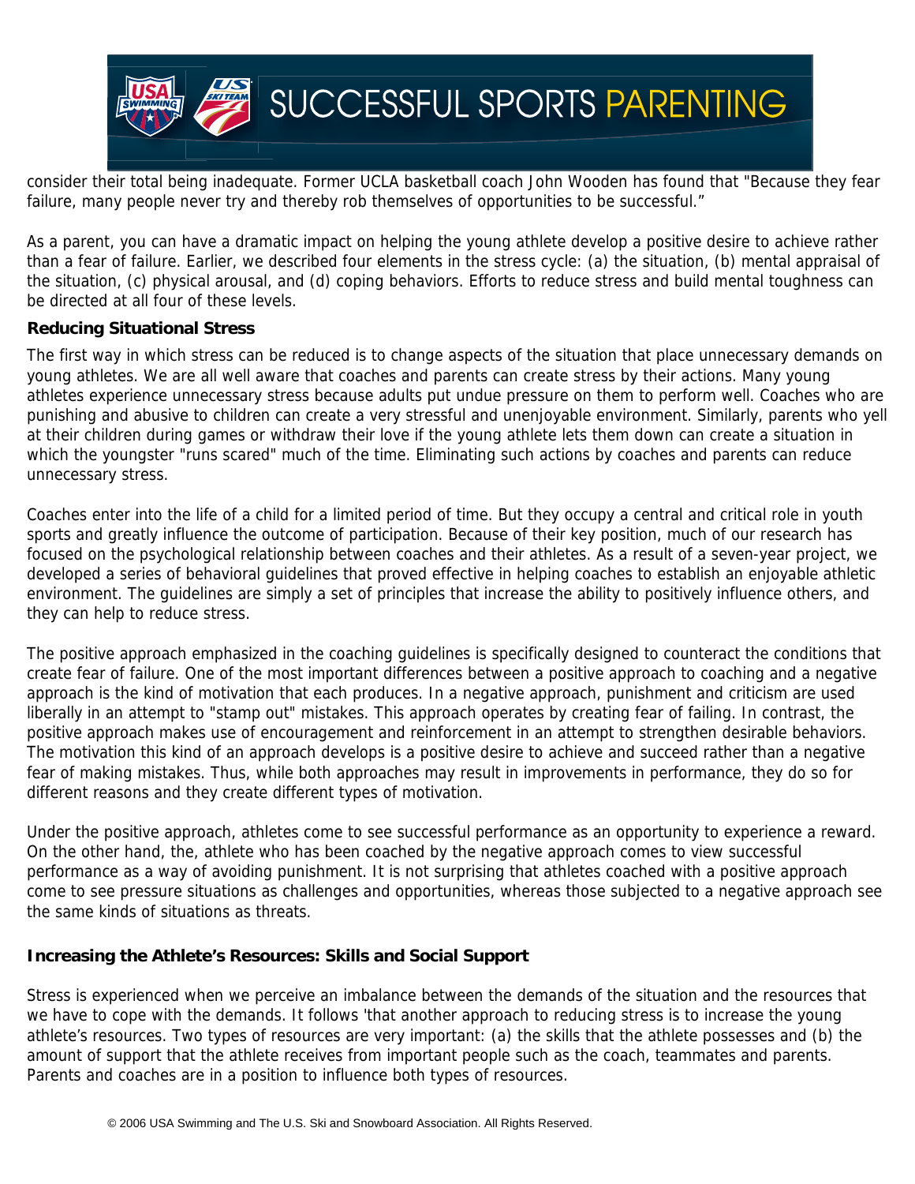consider their total being inadequate. Former UCLA basketball coach John Wooden has found that "Because they fear failure, many people never try and thereby rob themselves of opportunities to be successful."

As a parent, you can have a dramatic impact on helping the young athlete develop a positive desire to achieve rather than a fear of failure. Earlier, we described four elements in the stress cycle: (a) the situation, (b) mental appraisal of the situation, (c) physical arousal, and (d) coping behaviors. Efforts to reduce stress and build mental toughness can be directed at all four of these levels.

### Reducing Situational Stress

The first way in which stress can be reduced is to change aspects of the situation that place unnecessary demands on young athletes. We are all well aware that coaches and parents can create stress by their actions. Many young athletes experience unnecessary stress because adults put undue pressure on them to perform well. Coaches who are punishing and abusive to children can create a very stressful and unenjoyable environment. Similarly, parents who yell at their children during games or withdraw their love if the young athlete lets them down can create a situation in which the youngster "runs scared" much of the time. Eliminating such actions by coaches and parents can reduce unnecessary stress.

Coaches enter into the life of a child for a limited period of time. But they occupy a central and critical role in youth sports and greatly influence the outcome of participation. Because of their key position, much of our research has focused on the psychological relationship between coaches and their athletes. As a result of a seven-year project, we developed a series of behavioral guidelines that proved effective in helping coaches to establish an enjoyable athletic environment. The guidelines are simply a set of principles that increase the ability to positively influence others, and they can help to reduce stress.

The positive approach emphasized in the coaching guidelines is specifically designed to counteract the conditions that create fear of failure. One of the most important differences between a positive approach to coaching and a negative approach is the kind of motivation that each produces. In a negative approach, punishment and criticism are used liberally in an attempt to "stamp out" mistakes. This approach operates by creating fear of failing. In contrast, the positive approach makes use of encouragement and reinforcement in an attempt to strengthen desirable behaviors. The motivation this kind of an approach develops is a positive desire to achieve and succeed rather than a negative fear of making mistakes. Thus, while both approaches may result in improvements in performance, they do so for different reasons and they create different types of motivation.

Under the positive approach, athletes come to see successful performance as an opportunity to experience a reward. On the other hand, the, athlete who has been coached by the negative approach comes to view successful performance as a way of avoiding punishment. It is not surprising that athletes coached with a positive approach come to see pressure situations as challenges and opportunities, whereas those subjected to a negative approach see the same kinds of situations as threats.

### Increasing the Athlete's Resources: Skills and Social Support

Stress is experienced when we perceive an imbalance between the demands of the situation and the resources that we have to cope with the demands. It follows 'that another approach to reducing stress is to increase the young athlete's resources. Two types of resources are very important: (a) the skills that the athlete possesses and (b) the amount of support that the athlete receives from important people such as the coach, teammates and parents. Parents and coaches are in a position to influence both types of resources.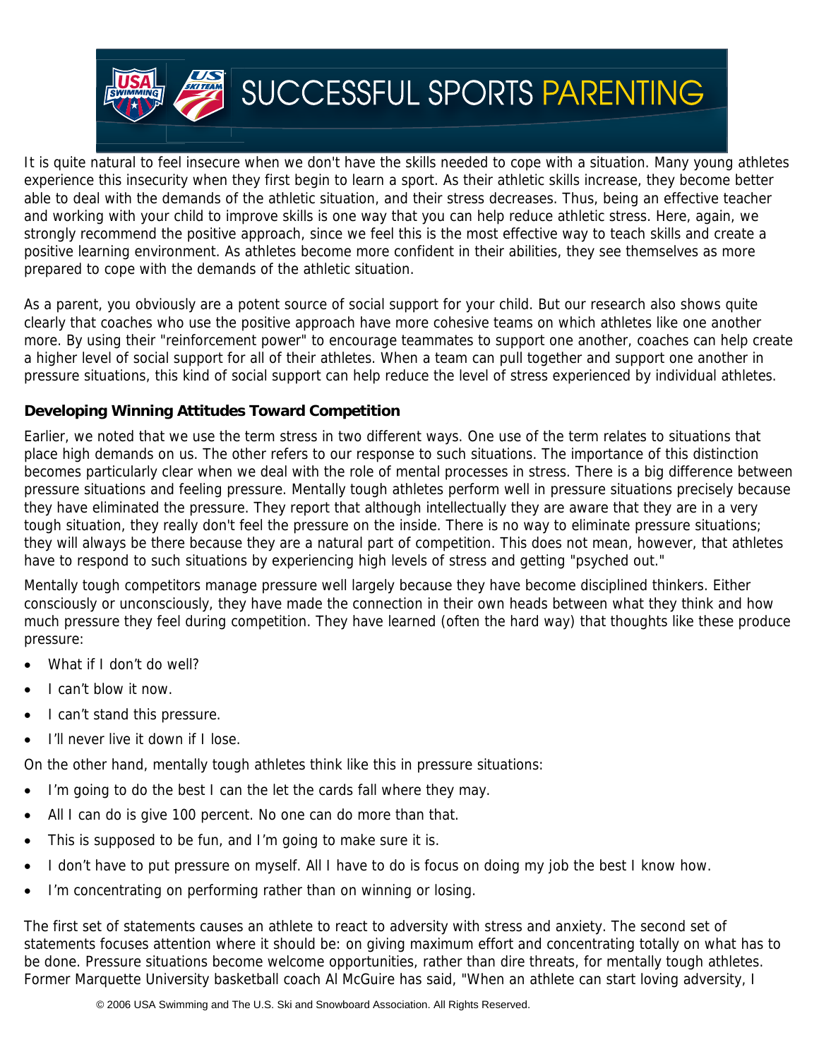It is quite natural to feel insecure when we don't have the skills needed to cope with a situation. Many young athletes experience this insecurity when they first begin to learn a sport. As their athletic skills increase, they become better able to deal with the demands of the athletic situation, and their stress decreases. Thus, being an effective teacher and working with your child to improve skills is one way that you can help reduce athletic stress. Here, again, we strongly recommend the positive approach, since we feel this is the most effective way to teach skills and create a positive learning environment. As athletes become more confident in their abilities, they see themselves as more prepared to cope with the demands of the athletic situation.

As a parent, you obviously are a potent source of social support for your child. But our research also shows quite clearly that coaches who use the positive approach have more cohesive teams on which athletes like one another more. By using their "reinforcement power" to encourage teammates to support one another, coaches can help create a higher level of social support for all of their athletes. When a team can pull together and support one another in pressure situations, this kind of social support can help reduce the level of stress experienced by individual athletes.

### Developing Winning Attitudes Toward Competition

Earlier, we noted that we use the term stress in two different ways. One use of the term relates to situations that place high demands on us. The other refers to our response to such situations. The importance of this distinction becomes particularly clear when we deal with the role of mental processes in stress. There is a big difference between pressure situations and feeling pressure. Mentally tough athletes perform well in pressure situations precisely because they have eliminated the pressure. They report that although intellectually they are aware that they are in a very tough situation, they really don't feel the pressure on the inside. There is no way to eliminate pressure situations; they will always be there because they are a natural part of competition. This does not mean, however, that athletes have to respond to such situations by experiencing high levels of stress and getting "psyched out."

Mentally tough competitors manage pressure well largely because they have become disciplined thinkers. Either consciously or unconsciously, they have made the connection in their own heads between what they think and how much pressure they feel during competition. They have learned (often the hard way) that thoughts like these produce pressure:

- What if I don't do well?
- I can't blow it now.
- I can't stand this pressure.
- I'll never live it down if I lose.

On the other hand, mentally tough athletes think like this in pressure situations:

- I'm going to do the best I can the let the cards fall where they may.
- All I can do is give 100 percent. No one can do more than that.
- This is supposed to be fun, and I'm going to make sure it is.
- I don't have to put pressure on myself. All I have to do is focus on doing my job the best I know how.
- I'm concentrating on performing rather than on winning or losing.

The first set of statements causes an athlete to react to adversity with stress and anxiety. The second set of statements focuses attention where it should be: on giving maximum effort and concentrating totally on what has to be done. Pressure situations become welcome opportunities, rather than dire threats, for mentally tough athletes. Former Marquette University basketball coach Al McGuire has said, "When an athlete can start loving adversity, I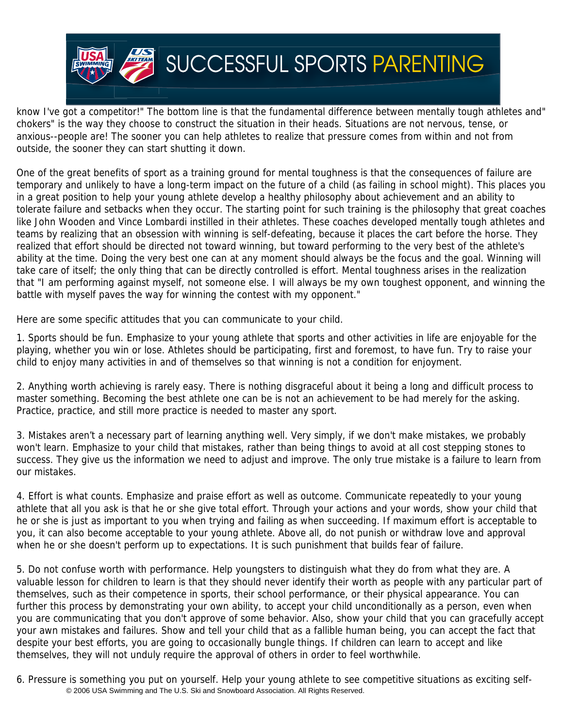know I've got a competitor!" The bottom line is that the fundamental difference between mentally tough athletes and" chokers" is the way they choose to construct the situation in their heads. Situations are not nervous, tense, or anxious--people are! The sooner you can help athletes to realize that pressure comes from within and not from outside, the sooner they can start shutting it down.

One of the great benefits of sport as a training ground for mental toughness is that the consequences of failure are temporary and unlikely to have a long-term impact on the future of a child (as failing in school might). This places you in a great position to help your young athlete develop a healthy philosophy about achievement and an ability to tolerate failure and setbacks when they occur. The starting point for such training is the philosophy that great coaches like John Wooden and Vince Lombardi instilled in their athletes. These coaches developed mentally tough athletes and teams by realizing that an obsession with winning is self-defeating, because it places the cart before the horse. They realized that effort should be directed not toward winning, but toward performing to the very best of the athlete's ability at the time. Doing the very best one can at any moment should always be the focus and the goal. Winning will take care of itself; the only thing that can be directly controlled is effort. Mental toughness arises in the realization that "I am performing against myself, not someone else. I will always be my own toughest opponent, and winning the battle with myself paves the way for winning the contest with my opponent."

Here are some specific attitudes that you can communicate to your child.

1. Sports should be fun. Emphasize to your young athlete that sports and other activities in life are enjoyable for the playing, whether you win or lose. Athletes should be participating, first and foremost, to have fun. Try to raise your child to enjoy many activities in and of themselves so that winning is not a condition for enjoyment.

2. Anything worth achieving is rarely easy. There is nothing disgraceful about it being a long and difficult process to master something. Becoming the best athlete one can be is not an achievement to be had merely for the asking. Practice, practice, and still more practice is needed to master any sport.

3. Mistakes aren't a necessary part of learning anything well. Very simply, if we don't make mistakes, we probably won't learn. Emphasize to your child that mistakes, rather than being things to avoid at all cost stepping stones to success. They give us the information we need to adjust and improve. The only true mistake is a failure to learn from our mistakes.

4. Effort is what counts. Emphasize and praise effort as well as outcome. Communicate repeatedly to your young athlete that all you ask is that he or she give total effort. Through your actions and your words, show your child that he or she is just as important to you when trying and failing as when succeeding. If maximum effort is acceptable to you, it can also become acceptable to your young athlete. Above all, do not punish or withdraw love and approval when he or she doesn't perform up to expectations. It is such punishment that builds fear of failure.

5. Do not confuse worth with performance. Help youngsters to distinguish what they do from what they are. A valuable lesson for children to learn is that they should never identify their worth as people with any particular part of themselves, such as their competence in sports, their school performance, or their physical appearance. You can further this process by demonstrating your own ability, to accept your child unconditionally as a person, even when you are communicating that you don't approve of some behavior. Also, show your child that you can gracefully accept your awn mistakes and failures. Show and tell your child that as a fallible human being, you can accept the fact that despite your best efforts, you are going to occasionally bungle things. If children can learn to accept and like themselves, they will not unduly require the approval of others in order to feel worthwhile.

6. Pressure is something you put on yourself. Help your young athlete to see competitive situations as exciting self-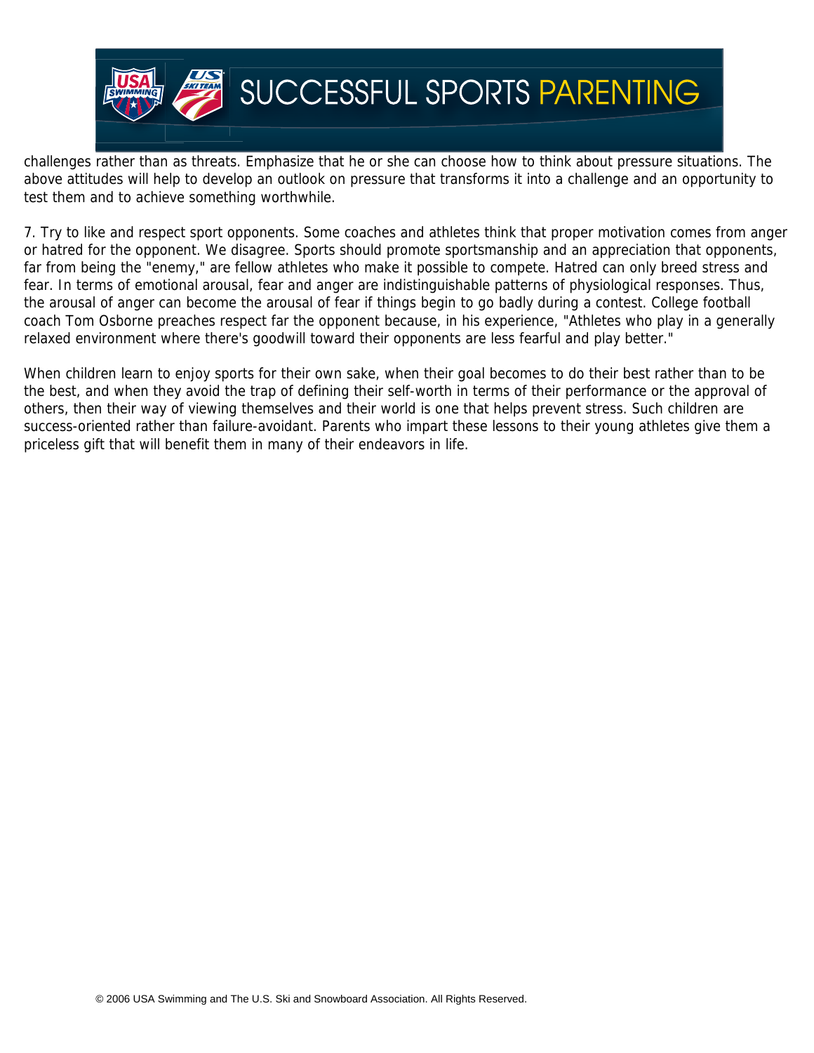challenges rather than as threats. Emphasize that he or she can choose how to think about pressure situations. The above attitudes will help to develop an outlook on pressure that transforms it into a challenge and an opportunity to test them and to achieve something worthwhile.

7. Try to like and respect sport opponents. Some coaches and athletes think that proper motivation comes from anger or hatred for the opponent. We disagree. Sports should promote sportsmanship and an appreciation that opponents, far from being the "enemy," are fellow athletes who make it possible to compete. Hatred can only breed stress and fear. In terms of emotional arousal, fear and anger are indistinguishable patterns of physiological responses. Thus, the arousal of anger can become the arousal of fear if things begin to go badly during a contest. College football coach Tom Osborne preaches respect far the opponent because, in his experience, "Athletes who play in a generally relaxed environment where there's goodwill toward their opponents are less fearful and play better."

When children learn to enjoy sports for their own sake, when their goal becomes to do their best rather than to be the best, and when they avoid the trap of defining their self-worth in terms of their performance or the approval of others, then their way of viewing themselves and their world is one that helps prevent stress. Such children are success-oriented rather than failure-avoidant. Parents who impart these lessons to their young athletes give them a priceless gift that will benefit them in many of their endeavors in life.